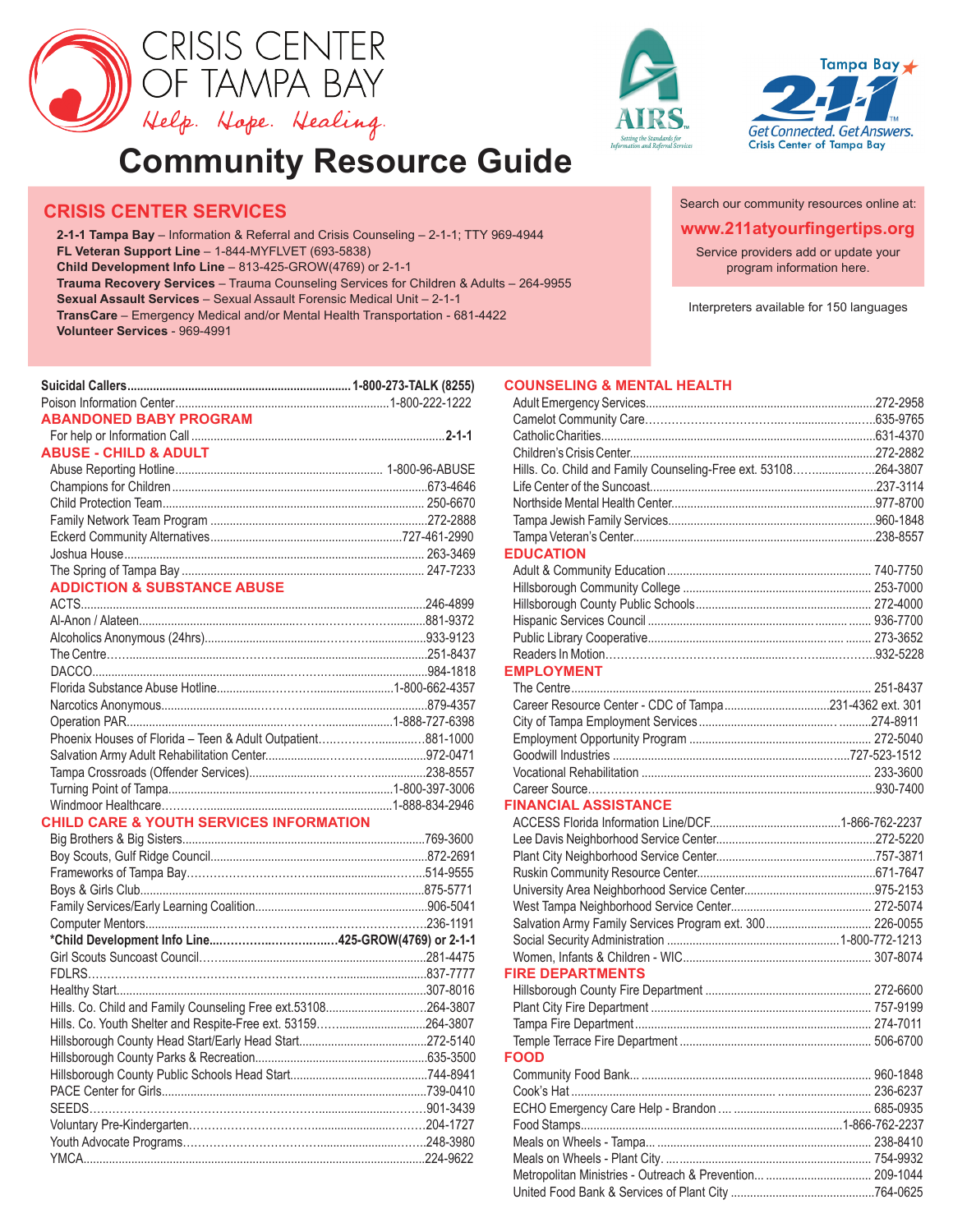# CRISIS CENTER OF TAMPA BAY

*Help. Hope. Healing.*

# Community Resource Guide

Tampa Bay 2-1-1 — Get Connected. Get Answers. Crisis Center of Tampa Bay

AIRS — Setting the Standards for Information and Referral Services

## CRISIS CENTER SERVICES

**2-1-1 Tampa Bay** – Information & Referral and Crisis Counseling – 2-1-1; TTY 969-4944
**FL Veteran Support Line** – 1-844-MYFLVET (693-5838)
**Child Development Info Line** – 813-425-GROW(4769) or 2-1-1
**Trauma Recovery Services** – Trauma Counseling Services for Children & Adults – 264-9955
**Sexual Assault Services** – Sexual Assault Forensic Medical Unit – 2-1-1
**TransCare** – Emergency Medical and/or Mental Health Transportation - 681-4422
**Volunteer Services** - 969-4991

Search our community resources online at:

**www.211atyourfingertips.org**

Service providers add or update your program information here.

Interpreters available for 150 languages

**Suicidal Callers** ..... **1-800-273-TALK (8255)**
Poison Information Center ..... 1-800-222-1222

### ABANDONED BABY PROGRAM

For help or Information Call ..... **2-1-1**

### ABUSE - CHILD & ADULT

- Abuse Reporting Hotline ..... 1-800-96-ABUSE
- Champions for Children ..... 673-4646
- Child Protection Team ..... 250-6670
- Family Network Team Program ..... 272-2888
- Eckerd Community Alternatives ..... 727-461-2990
- Joshua House ..... 263-3469
- The Spring of Tampa Bay ..... 247-7233

### ADDICTION & SUBSTANCE ABUSE

- ACTS ..... 246-4899
- Al-Anon / Alateen ..... 881-9372
- Alcoholics Anonymous (24hrs) ..... 933-9123
- The Centre ..... 251-8437
- DACCO ..... 984-1818
- Florida Substance Abuse Hotline ..... 1-800-662-4357
- Narcotics Anonymous ..... 879-4357
- Operation PAR ..... 1-888-727-6398
- Phoenix Houses of Florida – Teen & Adult Outpatient ..... 881-1000
- Salvation Army Adult Rehabilitation Center ..... 972-0471
- Tampa Crossroads (Offender Services) ..... 238-8557
- Turning Point of Tampa ..... 1-800-397-3006
- Windmoor Healthcare ..... 1-888-834-2946

### CHILD CARE & YOUTH SERVICES INFORMATION

- Big Brothers & Big Sisters ..... 769-3600
- Boy Scouts, Gulf Ridge Council ..... 872-2691
- Frameworks of Tampa Bay ..... 514-9555
- Boys & Girls Club ..... 875-5771
- Family Services/Early Learning Coalition ..... 906-5041
- Computer Mentors ..... 236-1191
- **\*Child Development Info Line ..... 425-GROW(4769) or 2-1-1**
- Girl Scouts Suncoast Council ..... 281-4475
- FDLRS ..... 837-7777
- Healthy Start ..... 307-8016
- Hills. Co. Child and Family Counseling Free ext.53108 ..... 264-3807
- Hills. Co. Youth Shelter and Respite-Free ext. 53159 ..... 264-3807
- Hillsborough County Head Start/Early Head Start ..... 272-5140
- Hillsborough County Parks & Recreation ..... 635-3500
- Hillsborough County Public Schools Head Start ..... 744-8941
- PACE Center for Girls ..... 739-0410
- SEEDS ..... 901-3439
- Voluntary Pre-Kindergarten ..... 204-1727
- Youth Advocate Programs ..... 248-3980
- YMCA ..... 224-9622

### COUNSELING & MENTAL HEALTH

- Adult Emergency Services ..... 272-2958
- Camelot Community Care ..... 635-9765
- Catholic Charities ..... 631-4370
- Children's Crisis Center ..... 272-2882
- Hills. Co. Child and Family Counseling-Free ext. 53108 ..... 264-3807
- Life Center of the Suncoast ..... 237-3114
- Northside Mental Health Center ..... 977-8700
- Tampa Jewish Family Services ..... 960-1848
- Tampa Veteran's Center ..... 238-8557

### EDUCATION

- Adult & Community Education ..... 740-7750
- Hillsborough Community College ..... 253-7000
- Hillsborough County Public Schools ..... 272-4000
- Hispanic Services Council ..... 936-7700
- Public Library Cooperative ..... 273-3652
- Readers In Motion ..... 932-5228

### EMPLOYMENT

- The Centre ..... 251-8437
- Career Resource Center - CDC of Tampa ..... 231-4362 ext. 301
- City of Tampa Employment Services ..... 274-8911
- Employment Opportunity Program ..... 272-5040
- Goodwill Industries ..... 727-523-1512
- Vocational Rehabilitation ..... 233-3600
- Career Source ..... 930-7400

### FINANCIAL ASSISTANCE

- ACCESS Florida Information Line/DCF ..... 1-866-762-2237
- Lee Davis Neighborhood Service Center ..... 272-5220
- Plant City Neighborhood Service Center ..... 757-3871
- Ruskin Community Resource Center ..... 671-7647
- University Area Neighborhood Service Center ..... 975-2153
- West Tampa Neighborhood Service Center ..... 272-5074
- Salvation Army Family Services Program ext. 300 ..... 226-0055
- Social Security Administration ..... 1-800-772-1213
- Women, Infants & Children - WIC ..... 307-8074

### FIRE DEPARTMENTS

- Hillsborough County Fire Department ..... 272-6600
- Plant City Fire Department ..... 757-9199
- Tampa Fire Department ..... 274-7011
- Temple Terrace Fire Department ..... 506-6700

### FOOD

- Community Food Bank ..... 960-1848
- Cook's Hat ..... 236-6237
- ECHO Emergency Care Help - Brandon ..... 685-0935
- Food Stamps ..... 1-866-762-2237
- Meals on Wheels - Tampa ..... 238-8410
- Meals on Wheels - Plant City ..... 754-9932
- Metropolitan Ministries - Outreach & Prevention ..... 209-1044
- United Food Bank & Services of Plant City ..... 764-0625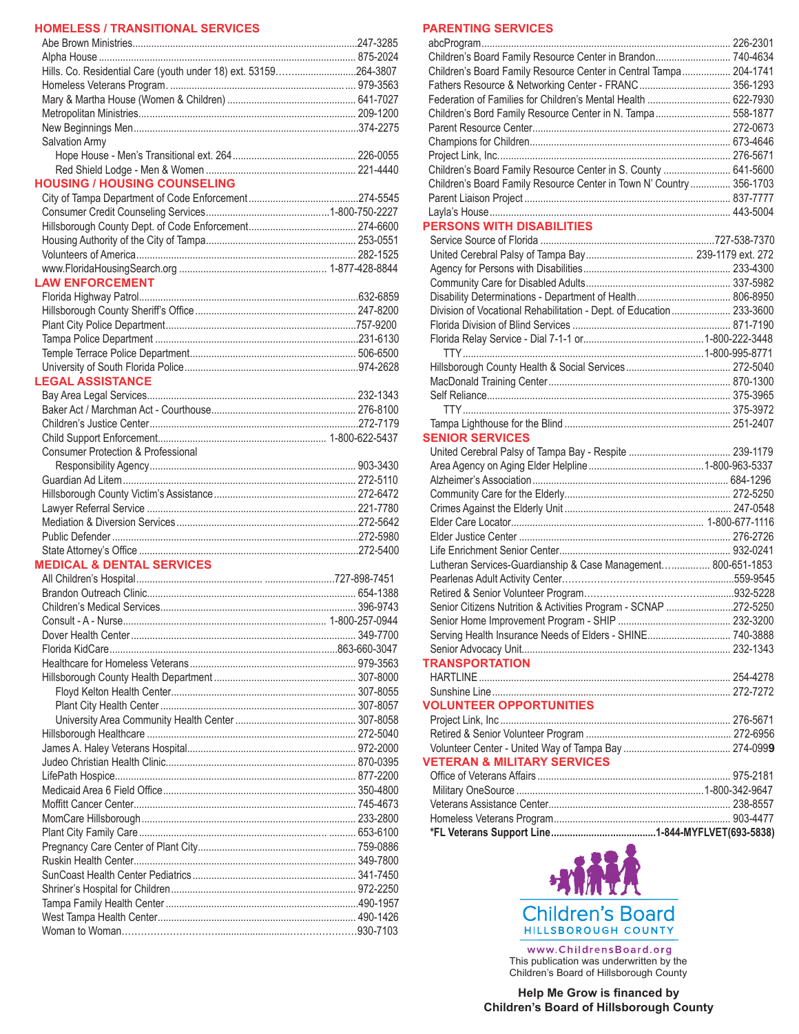## HOMELESS / TRANSITIONAL SERVICES

- Abe Brown Ministries......247-3285
- Alpha House......875-2024
- Hills. Co. Residential Care (youth under 18) ext. 53159......264-3807
- Homeless Veterans Program......979-3563
- Mary & Martha House (Women & Children)......641-7027
- Metropolitan Ministries......209-1200
- New Beginnings Men......374-2275
- Salvation Army
  - Hope House - Men's Transitional ext. 264......226-0055
  - Red Shield Lodge - Men & Women......221-4440

## HOUSING / HOUSING COUNSELING

- City of Tampa Department of Code Enforcement......274-5545
- Consumer Credit Counseling Services......1-800-750-2227
- Hillsborough County Dept. of Code Enforcement......274-6600
- Housing Authority of the City of Tampa......253-0551
- Volunteers of America......282-1525
- www.FloridaHousingSearch.org......1-877-428-8844

## LAW ENFORCEMENT

- Florida Highway Patrol......632-6859
- Hillsborough County Sheriff's Office......247-8200
- Plant City Police Department......757-9200
- Tampa Police Department......231-6130
- Temple Terrace Police Department......506-6500
- University of South Florida Police......974-2628

## LEGAL ASSISTANCE

- Bay Area Legal Services......232-1343
- Baker Act / Marchman Act - Courthouse......276-8100
- Children's Justice Center......272-7179
- Child Support Enforcement......1-800-622-5437
- Consumer Protection & Professional Responsibility Agency......903-3430
- Guardian Ad Litem......272-5110
- Hillsborough County Victim's Assistance......272-6472
- Lawyer Referral Service......221-7780
- Mediation & Diversion Services......272-5642
- Public Defender......272-5980
- State Attorney's Office......272-5400

## MEDICAL & DENTAL SERVICES

- All Children's Hospital......727-898-7451
- Brandon Outreach Clinic......654-1388
- Children's Medical Services......396-9743
- Consult - A - Nurse......1-800-257-0944
- Dover Health Center......349-7700
- Florida KidCare......863-660-3047
- Healthcare for Homeless Veterans......979-3563
- Hillsborough County Health Department......307-8000
  - Floyd Kelton Health Center......307-8055
  - Plant City Health Center......307-8057
  - University Area Community Health Center......307-8058
- Hillsborough Healthcare......272-5040
- James A. Haley Veterans Hospital......972-2000
- Judeo Christian Health Clinic......870-0395
- LifePath Hospice......877-2200
- Medicaid Area 6 Field Office......350-4800
- Moffitt Cancer Center......745-4673
- MomCare Hillsborough......233-2800
- Plant City Family Care......653-6100
- Pregnancy Care Center of Plant City......759-0886
- Ruskin Health Center......349-7800
- SunCoast Health Center Pediatrics......341-7450
- Shriner's Hospital for Children......972-2250
- Tampa Family Health Center......490-1957
- West Tampa Health Center......490-1426
- Woman to Woman......930-7103

## PARENTING SERVICES

- abcProgram......226-2301
- Children's Board Family Resource Center in Brandon......740-4634
- Children's Board Family Resource Center in Central Tampa......204-1741
- Fathers Resource & Networking Center - FRANC......356-1293
- Federation of Families for Children's Mental Health......622-7930
- Children's Bord Family Resource Center in N. Tampa......558-1877
- Parent Resource Center......272-0673
- Champions for Children......673-4646
- Project Link, Inc.......276-5671
- Children's Board Family Resource Center in S. County......641-5600
- Children's Board Family Resource Center in Town N' Country......356-1703
- Parent Liaison Project......837-7777
- Layla's House......443-5004

## PERSONS WITH DISABILITIES

- Service Source of Florida......727-538-7370
- United Cerebral Palsy of Tampa Bay......239-1179 ext. 272
- Agency for Persons with Disabilities......233-4300
- Community Care for Disabled Adults......337-5982
- Disability Determinations - Department of Health......806-8950
- Division of Vocational Rehabilitation - Dept. of Education......233-3600
- Florida Division of Blind Services......871-7190
- Florida Relay Service - Dial 7-1-1 or......1-800-222-3448
  - TTY......1-800-995-8771
- Hillsborough County Health & Social Services......272-5040
- MacDonald Training Center......870-1300
- Self Reliance......375-3965
  - TTY......375-3972
- Tampa Lighthouse for the Blind......251-2407

## SENIOR SERVICES

- United Cerebral Palsy of Tampa Bay - Respite......239-1179
- Area Agency on Aging Elder Helpline......1-800-963-5337
- Alzheimer's Association......684-1296
- Community Care for the Elderly......272-5250
- Crimes Against the Elderly Unit......247-0548
- Elder Care Locator......1-800-677-1116
- Elder Justice Center......276-2726
- Life Enrichment Senior Center......932-0241
- Lutheran Services-Guardianship & Case Management......800-651-1853
- Pearlenas Adult Activity Center......559-9545
- Retired & Senior Volunteer Program......932-5228
- Senior Citizens Nutrition & Activities Program - SCNAP......272-5250
- Senior Home Improvement Program - SHIP......232-3200
- Serving Health Insurance Needs of Elders - SHINE......740-3888
- Senior Advocacy Unit......232-1343

## TRANSPORTATION

- HARTLINE......254-4278
- Sunshine Line......272-7272

## VOLUNTEER OPPORTUNITIES

- Project Link, Inc......276-5671
- Retired & Senior Volunteer Program......272-6956
- Volunteer Center - United Way of Tampa Bay......274-0999

## VETERAN & MILITARY SERVICES

- Office of Veterans Affairs......975-2181
- Military OneSource......1-800-342-9647
- Veterans Assistance Center......238-8557
- Homeless Veterans Program......903-4477
- **\*FL Veterans Support Line......1-844-MYFLVET(693-5838)**

Children's Board
HILLSBOROUGH COUNTY

www.ChildrensBoard.org
This publication was underwritten by the Children's Board of Hillsborough County

**Help Me Grow is financed by Children's Board of Hillsborough County**